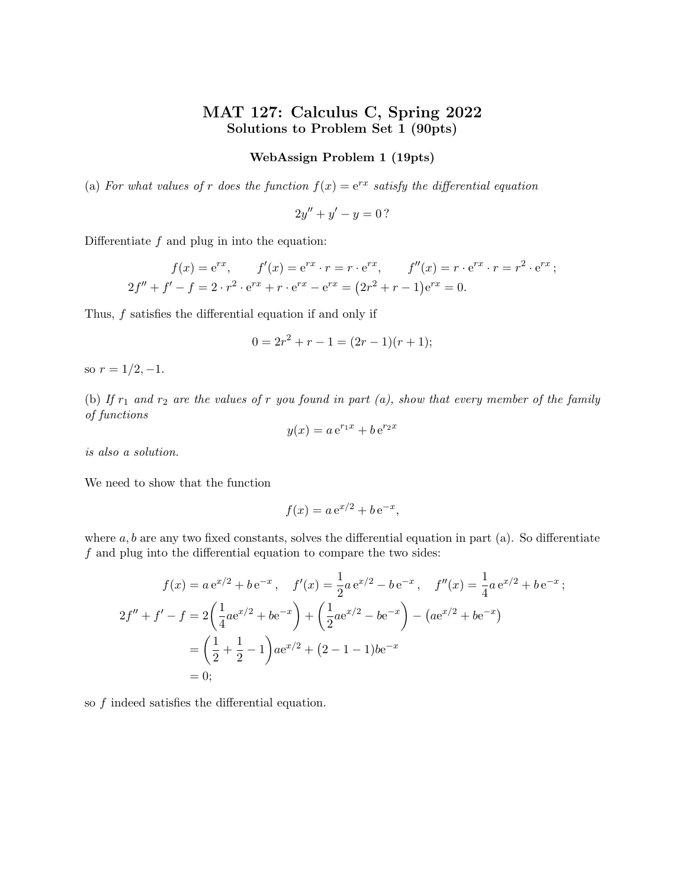# MAT 127: Calculus C, Spring 2022

## Solutions to Problem Set 1 (90pts)

### WebAssign Problem 1 (19pts)

(a) *For what values of $r$ does the function $f(x) = \mathrm{e}^{rx}$ satisfy the differential equation*

$$2y'' + y' - y = 0\,?$$

Differentiate $f$ and plug in into the equation:

$$f(x) = \mathrm{e}^{rx}, \qquad f'(x) = \mathrm{e}^{rx} \cdot r = r \cdot \mathrm{e}^{rx}, \qquad f''(x) = r \cdot \mathrm{e}^{rx} \cdot r = r^2 \cdot \mathrm{e}^{rx}\,;$$

$$2f'' + f' - f = 2 \cdot r^2 \cdot \mathrm{e}^{rx} + r \cdot \mathrm{e}^{rx} - \mathrm{e}^{rx} = \big(2r^2 + r - 1\big)\mathrm{e}^{rx} = 0.$$

Thus, $f$ satisfies the differential equation if and only if

$$0 = 2r^2 + r - 1 = (2r - 1)(r + 1);$$

so $r = 1/2, -1$.

(b) *If $r_1$ and $r_2$ are the values of $r$ you found in part (a), show that every member of the family of functions*

$$y(x) = a\,\mathrm{e}^{r_1 x} + b\,\mathrm{e}^{r_2 x}$$

*is also a solution.*

We need to show that the function

$$f(x) = a\,\mathrm{e}^{x/2} + b\,\mathrm{e}^{-x},$$

where $a, b$ are any two fixed constants, solves the differential equation in part (a). So differentiate $f$ and plug into the differential equation to compare the two sides:

$$f(x) = a\,\mathrm{e}^{x/2} + b\,\mathrm{e}^{-x}\,, \quad f'(x) = \frac{1}{2}a\,\mathrm{e}^{x/2} - b\,\mathrm{e}^{-x}\,, \quad f''(x) = \frac{1}{4}a\,\mathrm{e}^{x/2} + b\,\mathrm{e}^{-x}\,;$$

$$\begin{aligned}
2f'' + f' - f &= 2\bigg(\frac{1}{4}a\mathrm{e}^{x/2} + b\mathrm{e}^{-x}\bigg) + \bigg(\frac{1}{2}a\mathrm{e}^{x/2} - b\mathrm{e}^{-x}\bigg) - \big(a\mathrm{e}^{x/2} + b\mathrm{e}^{-x}\big) \\
&= \bigg(\frac{1}{2} + \frac{1}{2} - 1\bigg)a\mathrm{e}^{x/2} + \big(2 - 1 - 1\big)b\mathrm{e}^{-x} \\
&= 0;
\end{aligned}$$

so $f$ indeed satisfies the differential equation.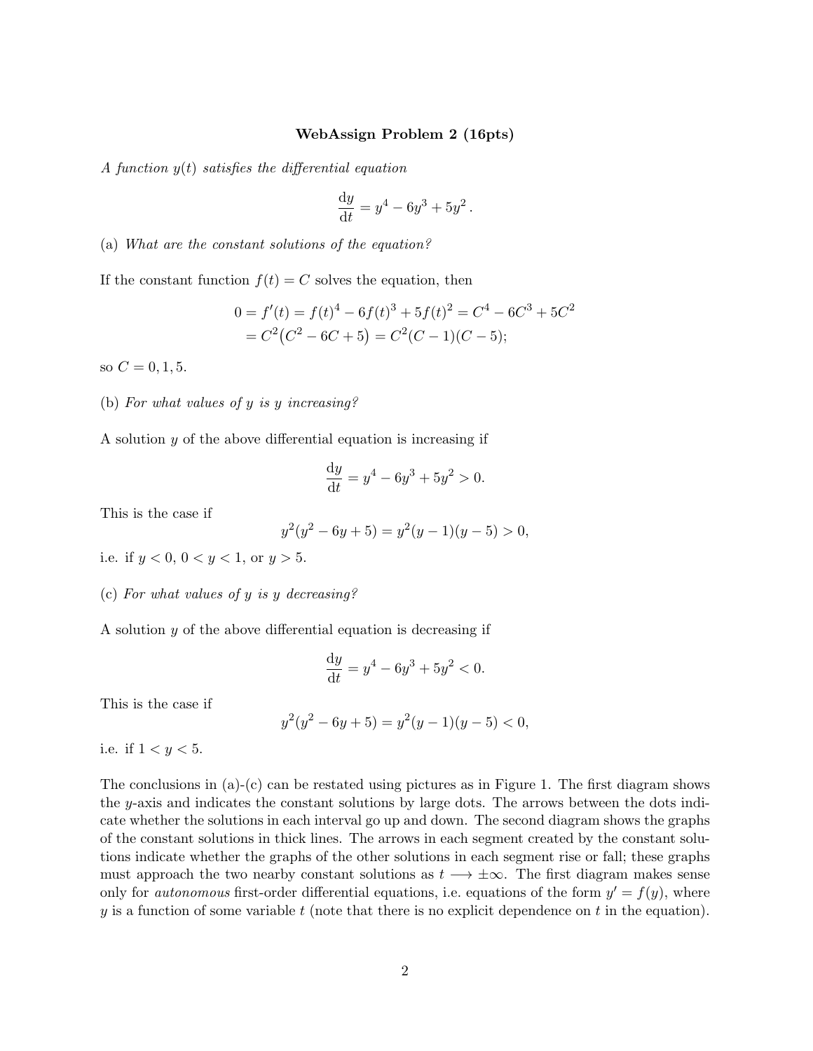**WebAssign Problem 2 (16pts)**

*A function $y(t)$ satisfies the differential equation*

$$\frac{\mathrm{d}y}{\mathrm{d}t} = y^4 - 6y^3 + 5y^2 .$$

(a) *What are the constant solutions of the equation?*

If the constant function $f(t) = C$ solves the equation, then

$$\begin{aligned} 0 = f'(t) &= f(t)^4 - 6f(t)^3 + 5f(t)^2 = C^4 - 6C^3 + 5C^2 \\ &= C^2\big(C^2 - 6C + 5\big) = C^2(C-1)(C-5); \end{aligned}$$

so $C = 0, 1, 5$.

(b) *For what values of $y$ is $y$ increasing?*

A solution $y$ of the above differential equation is increasing if

$$\frac{\mathrm{d}y}{\mathrm{d}t} = y^4 - 6y^3 + 5y^2 > 0.$$

This is the case if

$$y^2(y^2 - 6y + 5) = y^2(y-1)(y-5) > 0,$$

i.e. if $y < 0$, $0 < y < 1$, or $y > 5$.

(c) *For what values of $y$ is $y$ decreasing?*

A solution $y$ of the above differential equation is decreasing if

$$\frac{\mathrm{d}y}{\mathrm{d}t} = y^4 - 6y^3 + 5y^2 < 0.$$

This is the case if

$$y^2(y^2 - 6y + 5) = y^2(y-1)(y-5) < 0,$$

i.e. if $1 < y < 5$.

The conclusions in (a)-(c) can be restated using pictures as in Figure 1. The first diagram shows the $y$-axis and indicates the constant solutions by large dots. The arrows between the dots indicate whether the solutions in each interval go up and down. The second diagram shows the graphs of the constant solutions in thick lines. The arrows in each segment created by the constant solutions indicate whether the graphs of the other solutions in each segment rise or fall; these graphs must approach the two nearby constant solutions as $t \longrightarrow \pm\infty$. The first diagram makes sense only for *autonomous* first-order differential equations, i.e. equations of the form $y' = f(y)$, where $y$ is a function of some variable $t$ (note that there is no explicit dependence on $t$ in the equation).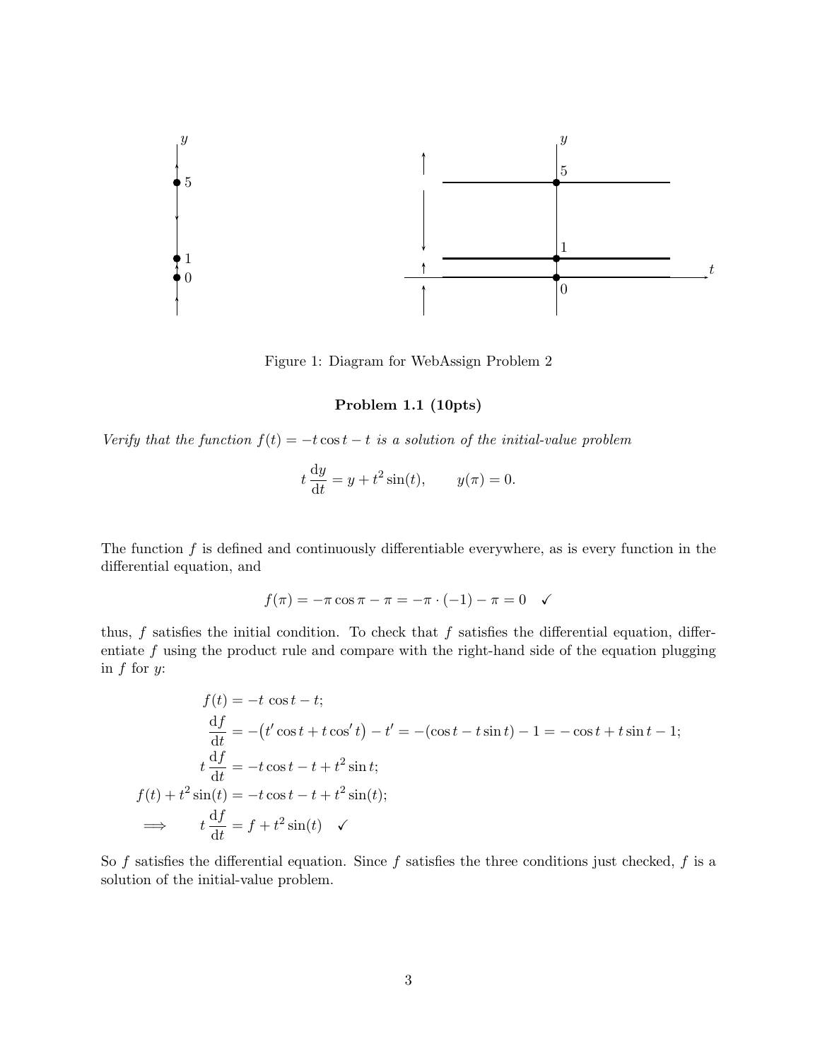Figure 1: Diagram for WebAssign Problem 2

**Problem 1.1 (10pts)**

*Verify that the function $f(t) = -t\cos t - t$ is a solution of the initial-value problem*

$$t\,\frac{\mathrm{d}y}{\mathrm{d}t} = y + t^2\sin(t), \qquad y(\pi) = 0.$$

The function $f$ is defined and continuously differentiable everywhere, as is every function in the differential equation, and

$$f(\pi) = -\pi\cos\pi - \pi = -\pi\cdot(-1) - \pi = 0 \quad \checkmark$$

thus, $f$ satisfies the initial condition. To check that $f$ satisfies the differential equation, differentiate $f$ using the product rule and compare with the right-hand side of the equation plugging in $f$ for $y$:

$$
\begin{aligned}
f(t) &= -t\,\cos t - t; \\
\frac{\mathrm{d}f}{\mathrm{d}t} &= -\big(t'\cos t + t\cos' t\big) - t' = -(\cos t - t\sin t) - 1 = -\cos t + t\sin t - 1; \\
t\,\frac{\mathrm{d}f}{\mathrm{d}t} &= -t\cos t - t + t^2\sin t; \\
f(t) + t^2\sin(t) &= -t\cos t - t + t^2\sin(t); \\
\implies \qquad t\,\frac{\mathrm{d}f}{\mathrm{d}t} &= f + t^2\sin(t) \quad \checkmark
\end{aligned}
$$

So $f$ satisfies the differential equation. Since $f$ satisfies the three conditions just checked, $f$ is a solution of the initial-value problem.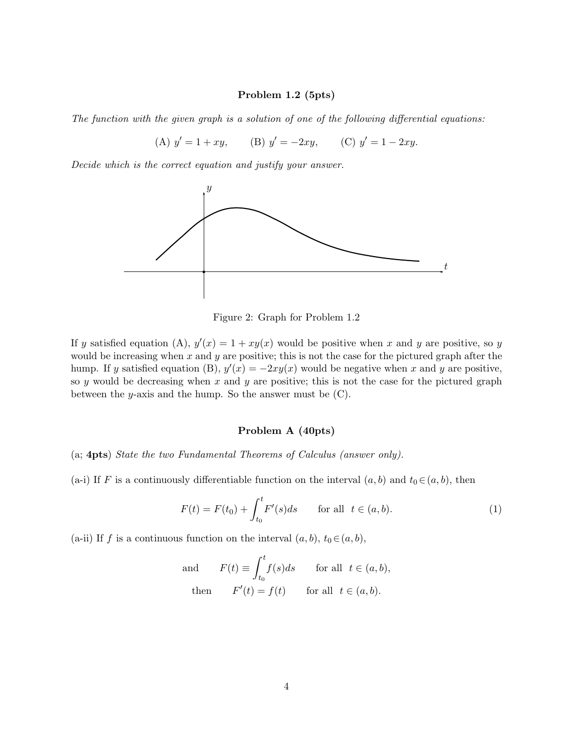**Problem 1.2 (5pts)**

*The function with the given graph is a solution of one of the following differential equations:*

$$\text{(A) } y' = 1 + xy, \qquad \text{(B) } y' = -2xy, \qquad \text{(C) } y' = 1 - 2xy.$$

*Decide which is the correct equation and justify your answer.*

Figure 2: Graph for Problem 1.2

If $y$ satisfied equation (A), $y'(x) = 1 + xy(x)$ would be positive when $x$ and $y$ are positive, so $y$ would be increasing when $x$ and $y$ are positive; this is not the case for the pictured graph after the hump. If $y$ satisfied equation (B), $y'(x) = -2xy(x)$ would be negative when $x$ and $y$ are positive, so $y$ would be decreasing when $x$ and $y$ are positive; this is not the case for the pictured graph between the $y$-axis and the hump. So the answer must be (C).

**Problem A (40pts)**

(a; **4pts**) *State the two Fundamental Theorems of Calculus (answer only).*

(a-i) If $F$ is a continuously differentiable function on the interval $(a, b)$ and $t_0 \in (a, b)$, then

$$F(t) = F(t_0) + \int_{t_0}^{t} F'(s)ds \qquad \text{for all } \ t \in (a, b). \tag{1}$$

(a-ii) If $f$ is a continuous function on the interval $(a, b)$, $t_0 \in (a, b)$,

$$\text{and} \qquad F(t) \equiv \int_{t_0}^{t} f(s)ds \qquad \text{for all } \ t \in (a, b),$$
$$\text{then} \qquad F'(t) = f(t) \qquad \text{for all } \ t \in (a, b).$$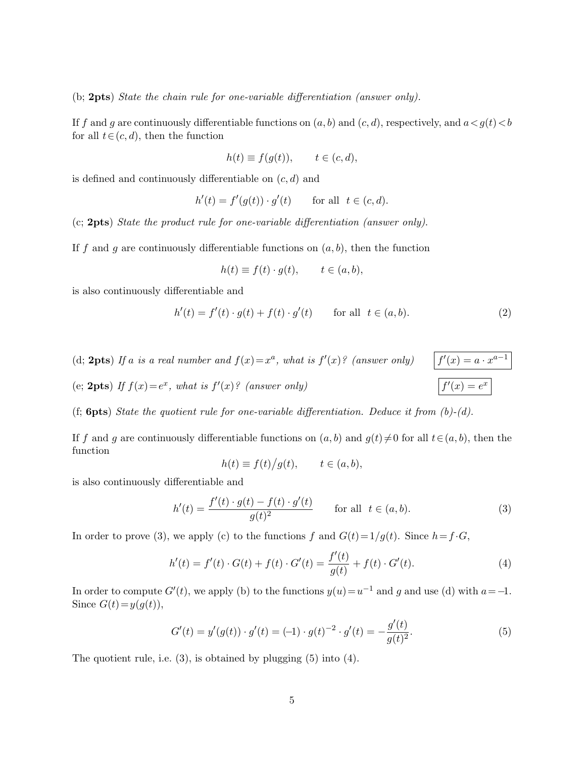(b; **2pts**) *State the chain rule for one-variable differentiation (answer only).*

If $f$ and $g$ are continuously differentiable functions on $(a,b)$ and $(c,d)$, respectively, and $a < g(t) < b$ for all $t \in (c,d)$, then the function

$$h(t) \equiv f(g(t)), \qquad t \in (c,d),$$

is defined and continuously differentiable on $(c,d)$ and

$$h'(t) = f'(g(t)) \cdot g'(t) \qquad \text{for all } \; t \in (c,d).$$

(c; **2pts**) *State the product rule for one-variable differentiation (answer only).*

If $f$ and $g$ are continuously differentiable functions on $(a,b)$, then the function

$$h(t) \equiv f(t) \cdot g(t), \qquad t \in (a,b),$$

is also continuously differentiable and

$$h'(t) = f'(t) \cdot g(t) + f(t) \cdot g'(t) \qquad \text{for all } \; t \in (a,b). \tag{2}$$

(d; **2pts**) *If $a$ is a real number and $f(x) = x^a$, what is $f'(x)$? (answer only)* $\boxed{f'(x) = a \cdot x^{a-1}}$

(e; **2pts**) *If $f(x) = e^x$, what is $f'(x)$? (answer only)* $\boxed{f'(x) = e^x}$

(f; **6pts**) *State the quotient rule for one-variable differentiation. Deduce it from (b)-(d).*

If $f$ and $g$ are continuously differentiable functions on $(a,b)$ and $g(t) \neq 0$ for all $t \in (a,b)$, then the function

$$h(t) \equiv f(t)/g(t), \qquad t \in (a,b),$$

is also continuously differentiable and

$$h'(t) = \frac{f'(t) \cdot g(t) - f(t) \cdot g'(t)}{g(t)^2} \qquad \text{for all } \; t \in (a,b). \tag{3}$$

In order to prove (3), we apply (c) to the functions $f$ and $G(t) = 1/g(t)$. Since $h = f \cdot G$,

$$h'(t) = f'(t) \cdot G(t) + f(t) \cdot G'(t) = \frac{f'(t)}{g(t)} + f(t) \cdot G'(t). \tag{4}$$

In order to compute $G'(t)$, we apply (b) to the functions $y(u) = u^{-1}$ and $g$ and use (d) with $a = -1$. Since $G(t) = y(g(t))$,

$$G'(t) = y'(g(t)) \cdot g'(t) = (-1) \cdot g(t)^{-2} \cdot g'(t) = -\frac{g'(t)}{g(t)^2}. \tag{5}$$

The quotient rule, i.e. (3), is obtained by plugging (5) into (4).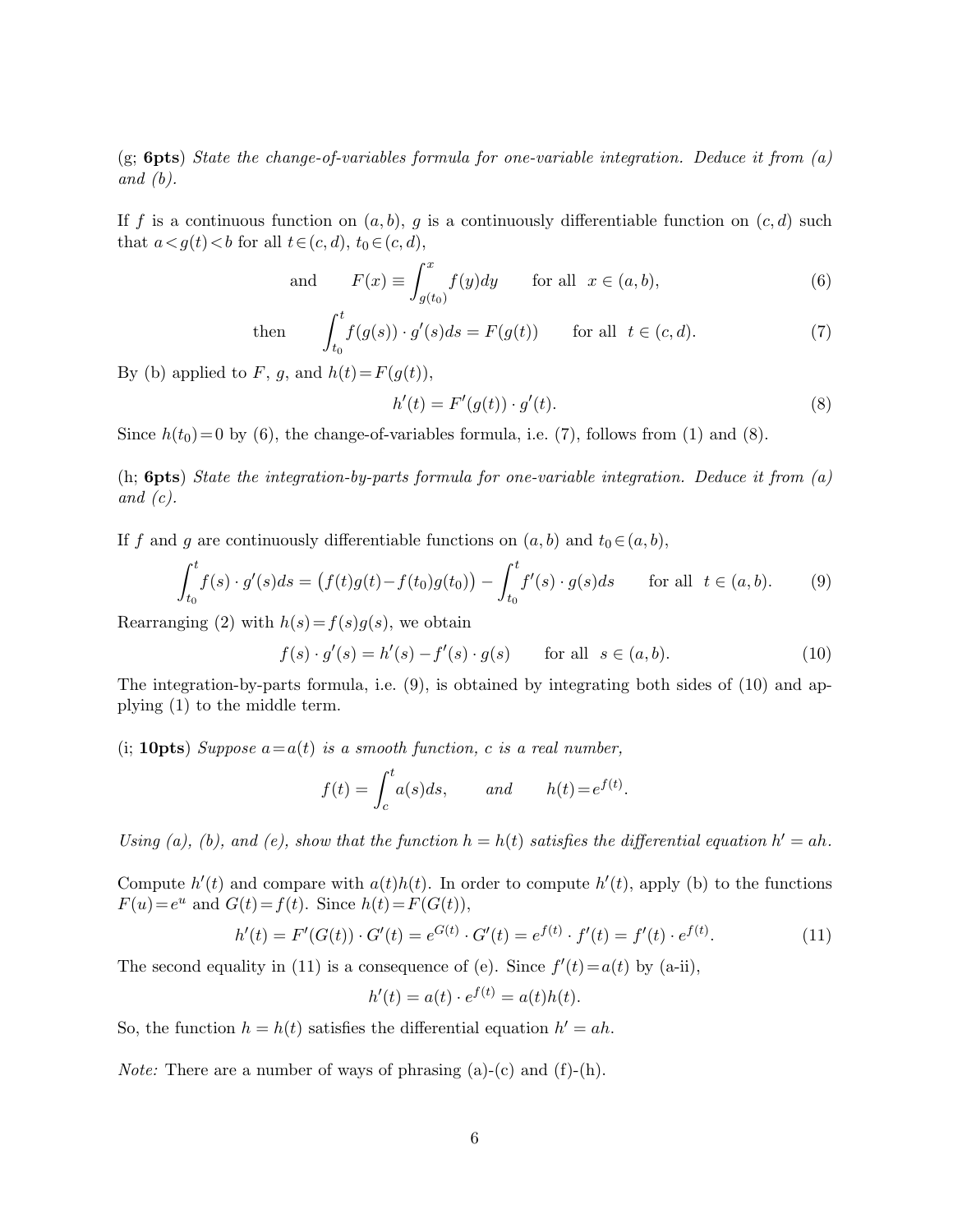(g; **6pts**) *State the change-of-variables formula for one-variable integration. Deduce it from (a) and (b).*

If $f$ is a continuous function on $(a,b)$, $g$ is a continuously differentiable function on $(c,d)$ such that $a < g(t) < b$ for all $t \in (c,d)$, $t_0 \in (c,d)$,

$$\text{and} \qquad F(x) \equiv \int_{g(t_0)}^{x} f(y)dy \qquad \text{for all} \;\; x \in (a,b), \tag{6}$$

$$\text{then} \qquad \int_{t_0}^{t} f(g(s)) \cdot g'(s)ds = F(g(t)) \qquad \text{for all} \;\; t \in (c,d). \tag{7}$$

By (b) applied to $F$, $g$, and $h(t) = F(g(t))$,

$$h'(t) = F'(g(t)) \cdot g'(t). \tag{8}$$

Since $h(t_0) = 0$ by (6), the change-of-variables formula, i.e. (7), follows from (1) and (8).

(h; **6pts**) *State the integration-by-parts formula for one-variable integration. Deduce it from (a) and (c).*

If $f$ and $g$ are continuously differentiable functions on $(a,b)$ and $t_0 \in (a,b)$,

$$\int_{t_0}^{t} f(s) \cdot g'(s)ds = \big(f(t)g(t) - f(t_0)g(t_0)\big) - \int_{t_0}^{t} f'(s) \cdot g(s)ds \qquad \text{for all} \;\; t \in (a,b). \tag{9}$$

Rearranging (2) with $h(s) = f(s)g(s)$, we obtain

$$f(s) \cdot g'(s) = h'(s) - f'(s) \cdot g(s) \qquad \text{for all} \;\; s \in (a,b). \tag{10}$$

The integration-by-parts formula, i.e. (9), is obtained by integrating both sides of (10) and applying (1) to the middle term.

(i; **10pts**) *Suppose $a = a(t)$ is a smooth function, $c$ is a real number,*

$$f(t) = \int_{c}^{t} a(s)ds, \qquad \textit{and} \qquad h(t) = e^{f(t)}.$$

*Using (a), (b), and (e), show that the function $h = h(t)$ satisfies the differential equation $h' = ah$.*

Compute $h'(t)$ and compare with $a(t)h(t)$. In order to compute $h'(t)$, apply (b) to the functions $F(u) = e^u$ and $G(t) = f(t)$. Since $h(t) = F(G(t))$,

$$h'(t) = F'(G(t)) \cdot G'(t) = e^{G(t)} \cdot G'(t) = e^{f(t)} \cdot f'(t) = f'(t) \cdot e^{f(t)}. \tag{11}$$

The second equality in (11) is a consequence of (e). Since $f'(t) = a(t)$ by (a-ii),

$$h'(t) = a(t) \cdot e^{f(t)} = a(t)h(t).$$

So, the function $h = h(t)$ satisfies the differential equation $h' = ah$.

*Note:* There are a number of ways of phrasing (a)-(c) and (f)-(h).